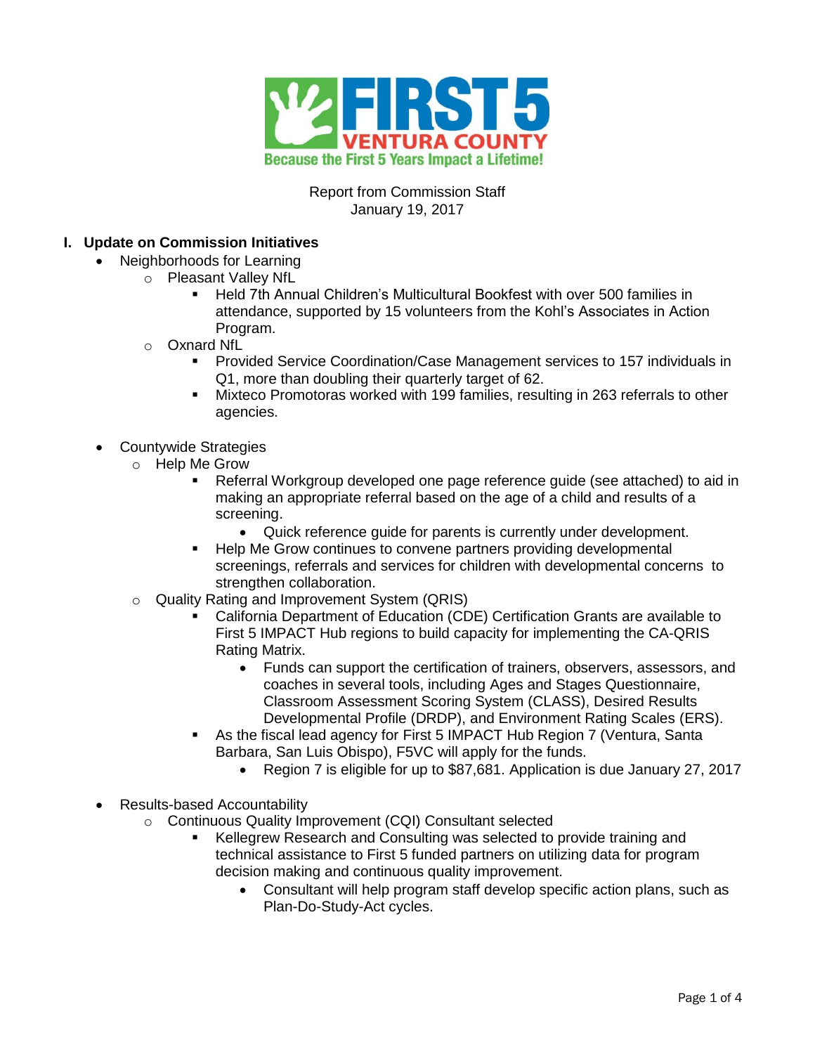FIRST 5 VENTURA COUNTY
Because the First 5 Years Impact a Lifetime!

Report from Commission Staff
January 19, 2017

## I. Update on Commission Initiatives

- Neighborhoods for Learning
  - Pleasant Valley NfL
    - Held 7th Annual Children's Multicultural Bookfest with over 500 families in attendance, supported by 15 volunteers from the Kohl's Associates in Action Program.
  - Oxnard NfL
    - Provided Service Coordination/Case Management services to 157 individuals in Q1, more than doubling their quarterly target of 62.
    - Mixteco Promotoras worked with 199 families, resulting in 263 referrals to other agencies.

- Countywide Strategies
  - Help Me Grow
    - Referral Workgroup developed one page reference guide (see attached) to aid in making an appropriate referral based on the age of a child and results of a screening.
      - Quick reference guide for parents is currently under development.
    - Help Me Grow continues to convene partners providing developmental screenings, referrals and services for children with developmental concerns to strengthen collaboration.
  - Quality Rating and Improvement System (QRIS)
    - California Department of Education (CDE) Certification Grants are available to First 5 IMPACT Hub regions to build capacity for implementing the CA-QRIS Rating Matrix.
      - Funds can support the certification of trainers, observers, assessors, and coaches in several tools, including Ages and Stages Questionnaire, Classroom Assessment Scoring System (CLASS), Desired Results Developmental Profile (DRDP), and Environment Rating Scales (ERS).
    - As the fiscal lead agency for First 5 IMPACT Hub Region 7 (Ventura, Santa Barbara, San Luis Obispo), F5VC will apply for the funds.
      - Region 7 is eligible for up to $87,681. Application is due January 27, 2017

- Results-based Accountability
  - Continuous Quality Improvement (CQI) Consultant selected
    - Kellegrew Research and Consulting was selected to provide training and technical assistance to First 5 funded partners on utilizing data for program decision making and continuous quality improvement.
      - Consultant will help program staff develop specific action plans, such as Plan-Do-Study-Act cycles.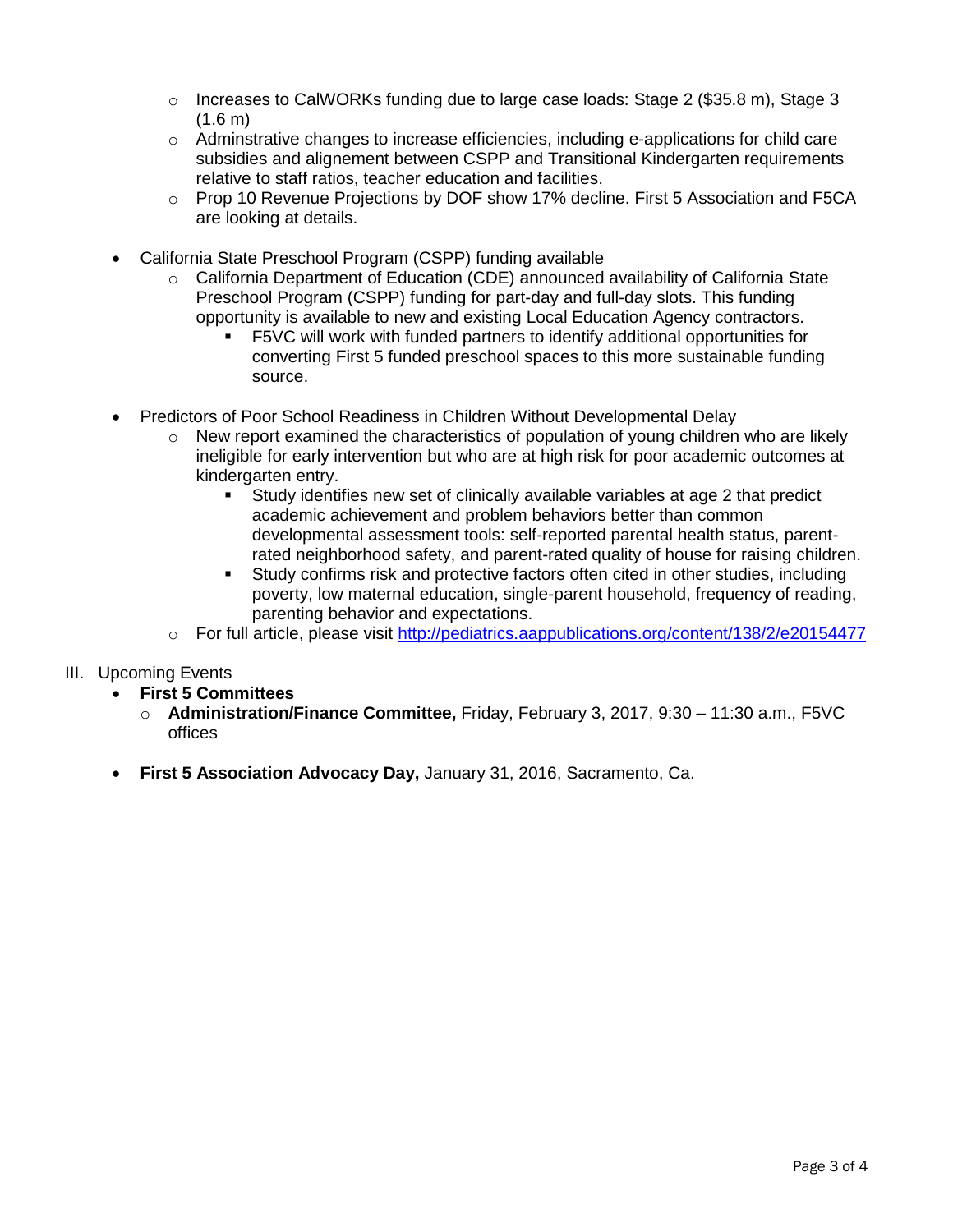- Increases to CalWORKs funding due to large case loads: Stage 2 ($35.8 m), Stage 3 (1.6 m)
- Adminstrative changes to increase efficiencies, including e-applications for child care subsidies and alignement between CSPP and Transitional Kindergarten requirements relative to staff ratios, teacher education and facilities.
- Prop 10 Revenue Projections by DOF show 17% decline. First 5 Association and F5CA are looking at details.

- California State Preschool Program (CSPP) funding available
  - California Department of Education (CDE) announced availability of California State Preschool Program (CSPP) funding for part-day and full-day slots. This funding opportunity is available to new and existing Local Education Agency contractors.
    - F5VC will work with funded partners to identify additional opportunities for converting First 5 funded preschool spaces to this more sustainable funding source.

- Predictors of Poor School Readiness in Children Without Developmental Delay
  - New report examined the characteristics of population of young children who are likely ineligible for early intervention but who are at high risk for poor academic outcomes at kindergarten entry.
    - Study identifies new set of clinically available variables at age 2 that predict academic achievement and problem behaviors better than common developmental assessment tools: self-reported parental health status, parent-rated neighborhood safety, and parent-rated quality of house for raising children.
    - Study confirms risk and protective factors often cited in other studies, including poverty, low maternal education, single-parent household, frequency of reading, parenting behavior and expectations.
  - For full article, please visit http://pediatrics.aappublications.org/content/138/2/e20154477

III. Upcoming Events

- **First 5 Committees**
  - **Administration/Finance Committee,** Friday, February 3, 2017, 9:30 – 11:30 a.m., F5VC offices

- **First 5 Association Advocacy Day,** January 31, 2016, Sacramento, Ca.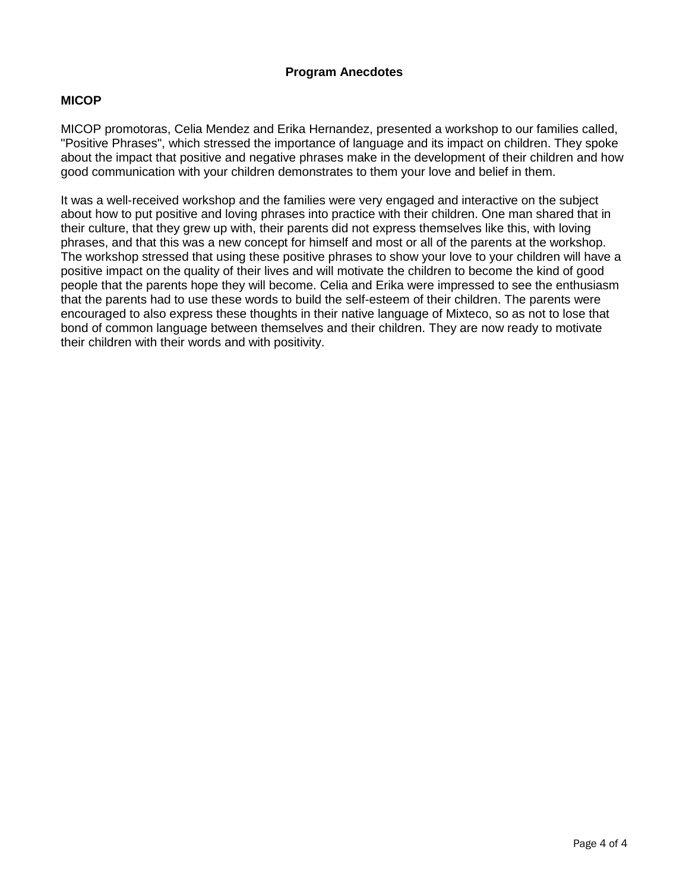**Program Anecdotes**

**MICOP**

MICOP promotoras, Celia Mendez and Erika Hernandez, presented a workshop to our families called, "Positive Phrases", which stressed the importance of language and its impact on children. They spoke about the impact that positive and negative phrases make in the development of their children and how good communication with your children demonstrates to them your love and belief in them.

It was a well-received workshop and the families were very engaged and interactive on the subject about how to put positive and loving phrases into practice with their children. One man shared that in their culture, that they grew up with, their parents did not express themselves like this, with loving phrases, and that this was a new concept for himself and most or all of the parents at the workshop. The workshop stressed that using these positive phrases to show your love to your children will have a positive impact on the quality of their lives and will motivate the children to become the kind of good people that the parents hope they will become. Celia and Erika were impressed to see the enthusiasm that the parents had to use these words to build the self-esteem of their children. The parents were encouraged to also express these thoughts in their native language of Mixteco, so as not to lose that bond of common language between themselves and their children. They are now ready to motivate their children with their words and with positivity.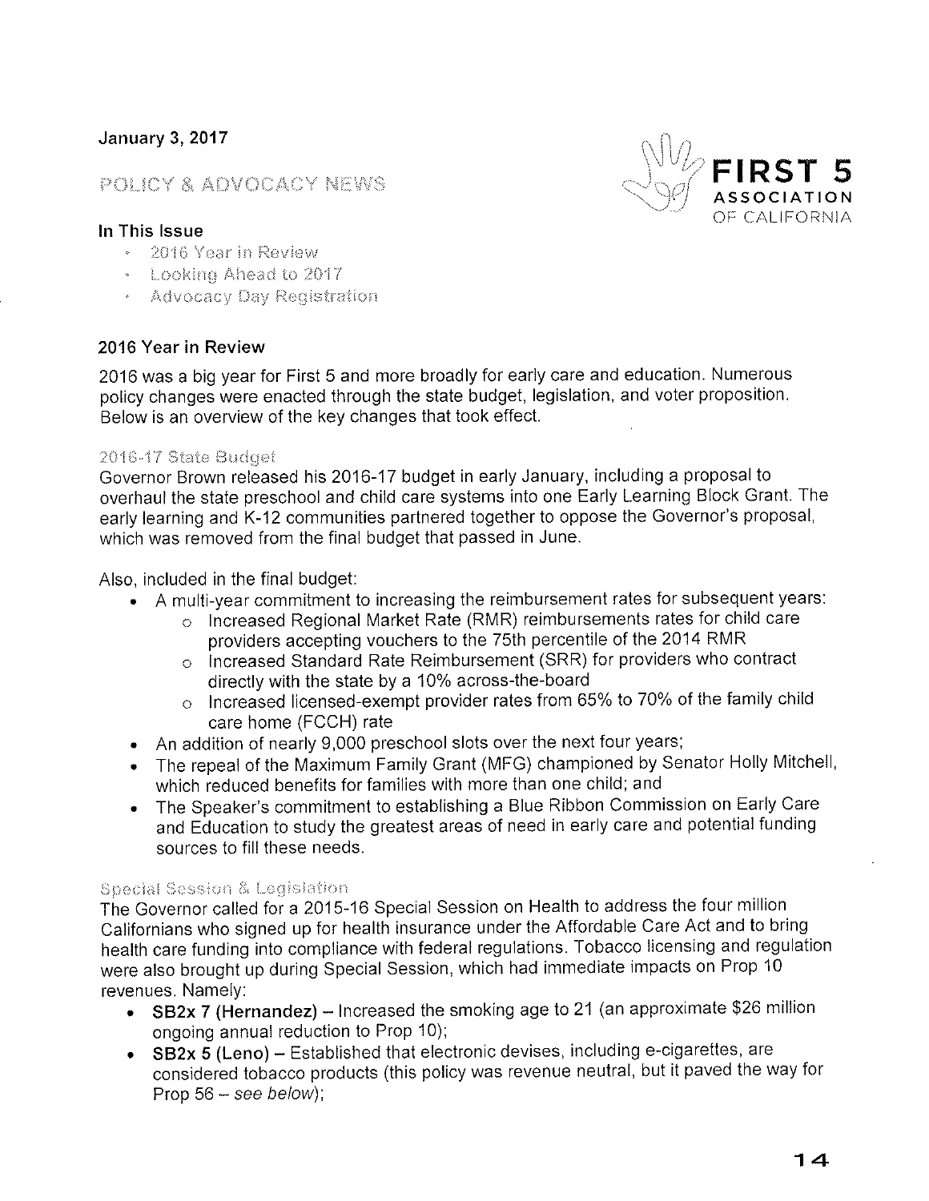**January 3, 2017**

POLICY & ADVOCACY NEWS

**FIRST 5 ASSOCIATION OF CALIFORNIA**

**In This Issue**

- 2016 Year in Review
- Looking Ahead to 2017
- Advocacy Day Registration

## 2016 Year in Review

2016 was a big year for First 5 and more broadly for early care and education. Numerous policy changes were enacted through the state budget, legislation, and voter proposition. Below is an overview of the key changes that took effect.

### 2016-17 State Budget

Governor Brown released his 2016-17 budget in early January, including a proposal to overhaul the state preschool and child care systems into one Early Learning Block Grant. The early learning and K-12 communities partnered together to oppose the Governor's proposal, which was removed from the final budget that passed in June.

Also, included in the final budget:

- A multi-year commitment to increasing the reimbursement rates for subsequent years:
  - Increased Regional Market Rate (RMR) reimbursements rates for child care providers accepting vouchers to the 75th percentile of the 2014 RMR
  - Increased Standard Rate Reimbursement (SRR) for providers who contract directly with the state by a 10% across-the-board
  - Increased licensed-exempt provider rates from 65% to 70% of the family child care home (FCCH) rate
- An addition of nearly 9,000 preschool slots over the next four years;
- The repeal of the Maximum Family Grant (MFG) championed by Senator Holly Mitchell, which reduced benefits for families with more than one child; and
- The Speaker's commitment to establishing a Blue Ribbon Commission on Early Care and Education to study the greatest areas of need in early care and potential funding sources to fill these needs.

### Special Session & Legislation

The Governor called for a 2015-16 Special Session on Health to address the four million Californians who signed up for health insurance under the Affordable Care Act and to bring health care funding into compliance with federal regulations. Tobacco licensing and regulation were also brought up during Special Session, which had immediate impacts on Prop 10 revenues. Namely:

- **SB2x 7 (Hernandez)** – Increased the smoking age to 21 (an approximate $26 million ongoing annual reduction to Prop 10);
- **SB2x 5 (Leno)** – Established that electronic devises, including e-cigarettes, are considered tobacco products (this policy was revenue neutral, but it paved the way for Prop 56 – *see below*);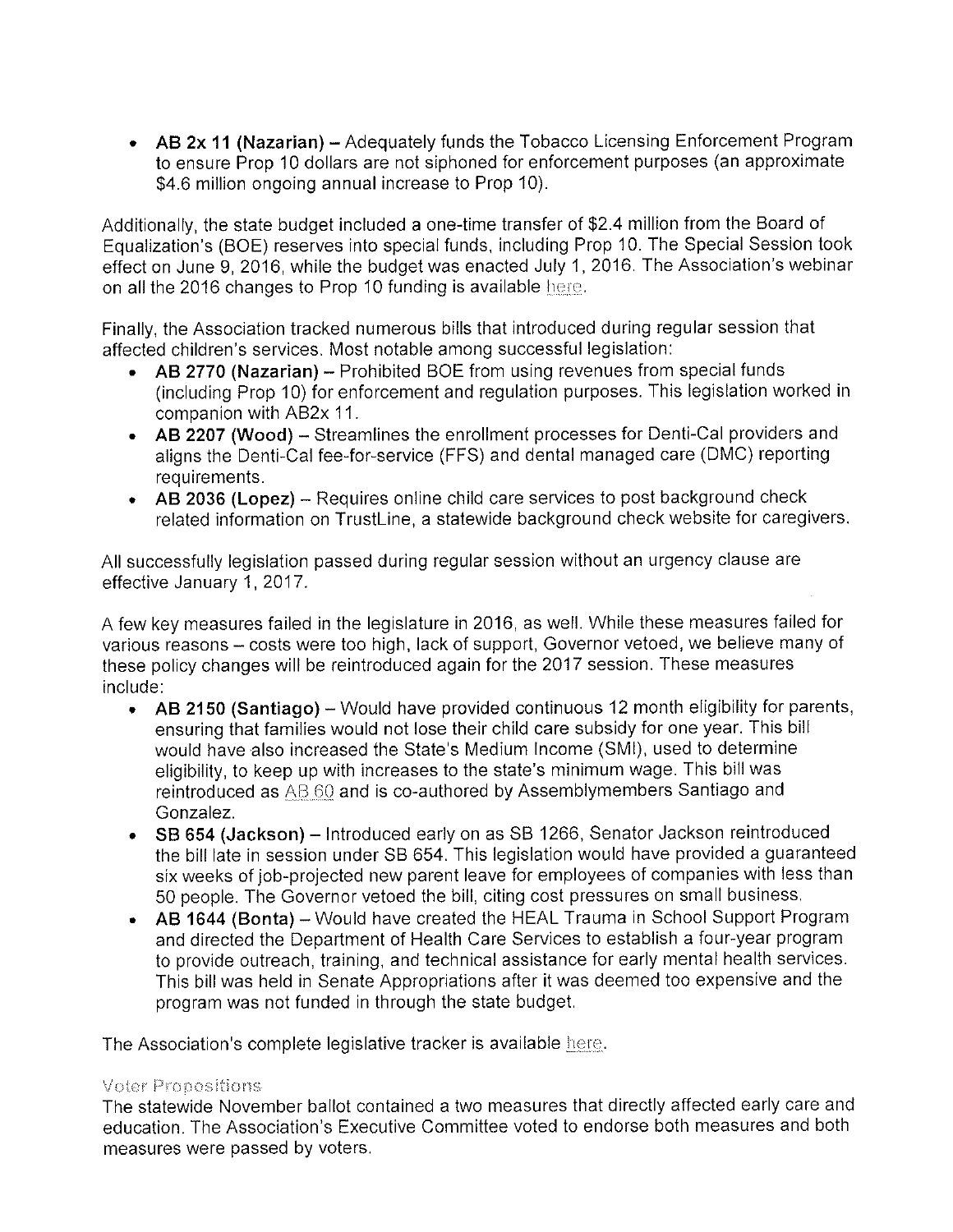- **AB 2x 11 (Nazarian)** – Adequately funds the Tobacco Licensing Enforcement Program to ensure Prop 10 dollars are not siphoned for enforcement purposes (an approximate $4.6 million ongoing annual increase to Prop 10).

Additionally, the state budget included a one-time transfer of $2.4 million from the Board of Equalization's (BOE) reserves into special funds, including Prop 10. The Special Session took effect on June 9, 2016, while the budget was enacted July 1, 2016. The Association's webinar on all the 2016 changes to Prop 10 funding is available here.

Finally, the Association tracked numerous bills that introduced during regular session that affected children's services. Most notable among successful legislation:

- **AB 2770 (Nazarian)** – Prohibited BOE from using revenues from special funds (including Prop 10) for enforcement and regulation purposes. This legislation worked in companion with AB2x 11.
- **AB 2207 (Wood)** – Streamlines the enrollment processes for Denti-Cal providers and aligns the Denti-Cal fee-for-service (FFS) and dental managed care (DMC) reporting requirements.
- **AB 2036 (Lopez)** – Requires online child care services to post background check related information on TrustLine, a statewide background check website for caregivers.

All successfully legislation passed during regular session without an urgency clause are effective January 1, 2017.

A few key measures failed in the legislature in 2016, as well. While these measures failed for various reasons – costs were too high, lack of support, Governor vetoed, we believe many of these policy changes will be reintroduced again for the 2017 session. These measures include:

- **AB 2150 (Santiago)** – Would have provided continuous 12 month eligibility for parents, ensuring that families would not lose their child care subsidy for one year. This bill would have also increased the State's Medium Income (SMI), used to determine eligibility, to keep up with increases to the state's minimum wage. This bill was reintroduced as AB 60 and is co-authored by Assemblymembers Santiago and Gonzalez.
- **SB 654 (Jackson)** – Introduced early on as SB 1266, Senator Jackson reintroduced the bill late in session under SB 654. This legislation would have provided a guaranteed six weeks of job-projected new parent leave for employees of companies with less than 50 people. The Governor vetoed the bill, citing cost pressures on small business.
- **AB 1644 (Bonta)** – Would have created the HEAL Trauma in School Support Program and directed the Department of Health Care Services to establish a four-year program to provide outreach, training, and technical assistance for early mental health services. This bill was held in Senate Appropriations after it was deemed too expensive and the program was not funded in through the state budget.

The Association's complete legislative tracker is available here.

### Voter Propositions

The statewide November ballot contained a two measures that directly affected early care and education. The Association's Executive Committee voted to endorse both measures and both measures were passed by voters.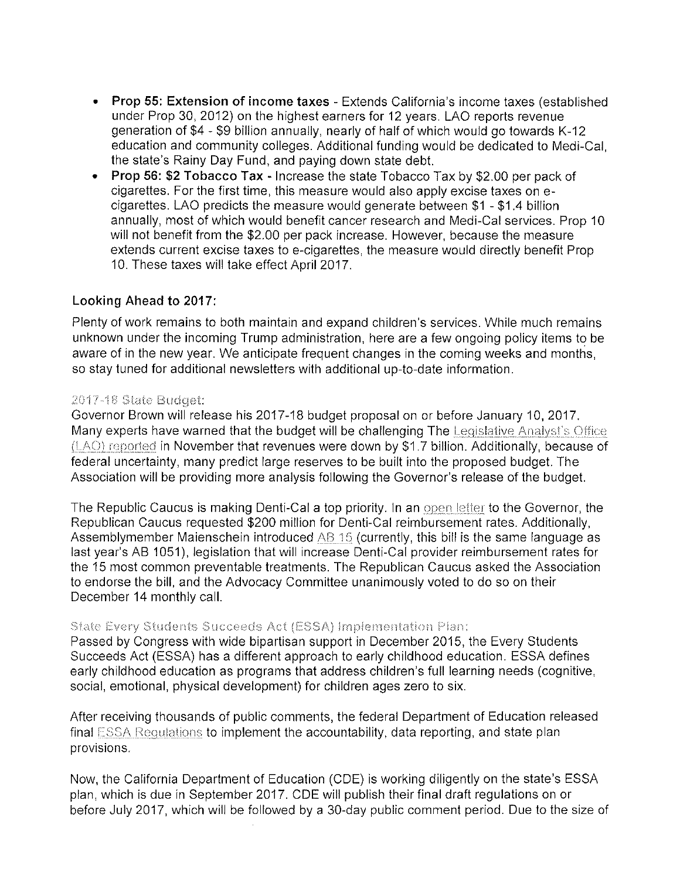- **Prop 55: Extension of income taxes** - Extends California's income taxes (established under Prop 30, 2012) on the highest earners for 12 years. LAO reports revenue generation of $4 - $9 billion annually, nearly of half of which would go towards K-12 education and community colleges. Additional funding would be dedicated to Medi-Cal, the state's Rainy Day Fund, and paying down state debt.
- **Prop 56: $2 Tobacco Tax** - Increase the state Tobacco Tax by $2.00 per pack of cigarettes. For the first time, this measure would also apply excise taxes on e-cigarettes. LAO predicts the measure would generate between $1 - $1.4 billion annually, most of which would benefit cancer research and Medi-Cal services. Prop 10 will not benefit from the $2.00 per pack increase. However, because the measure extends current excise taxes to e-cigarettes, the measure would directly benefit Prop 10. These taxes will take effect April 2017.

## Looking Ahead to 2017:

Plenty of work remains to both maintain and expand children's services. While much remains unknown under the incoming Trump administration, here are a few ongoing policy items to be aware of in the new year. We anticipate frequent changes in the coming weeks and months, so stay tuned for additional newsletters with additional up-to-date information.

### 2017-18 State Budget:

Governor Brown will release his 2017-18 budget proposal on or before January 10, 2017. Many experts have warned that the budget will be challenging The Legislative Analyst's Office (LAO) reported in November that revenues were down by $1.7 billion. Additionally, because of federal uncertainty, many predict large reserves to be built into the proposed budget. The Association will be providing more analysis following the Governor's release of the budget.

The Republic Caucus is making Denti-Cal a top priority. In an open letter to the Governor, the Republican Caucus requested $200 million for Denti-Cal reimbursement rates. Additionally, Assemblymember Maienschein introduced AB 15 (currently, this bill is the same language as last year's AB 1051), legislation that will increase Denti-Cal provider reimbursement rates for the 15 most common preventable treatments. The Republican Caucus asked the Association to endorse the bill, and the Advocacy Committee unanimously voted to do so on their December 14 monthly call.

### State Every Students Succeeds Act (ESSA) Implementation Plan:

Passed by Congress with wide bipartisan support in December 2015, the Every Students Succeeds Act (ESSA) has a different approach to early childhood education. ESSA defines early childhood education as programs that address children's full learning needs (cognitive, social, emotional, physical development) for children ages zero to six.

After receiving thousands of public comments, the federal Department of Education released final ESSA Regulations to implement the accountability, data reporting, and state plan provisions.

Now, the California Department of Education (CDE) is working diligently on the state's ESSA plan, which is due in September 2017. CDE will publish their final draft regulations on or before July 2017, which will be followed by a 30-day public comment period. Due to the size of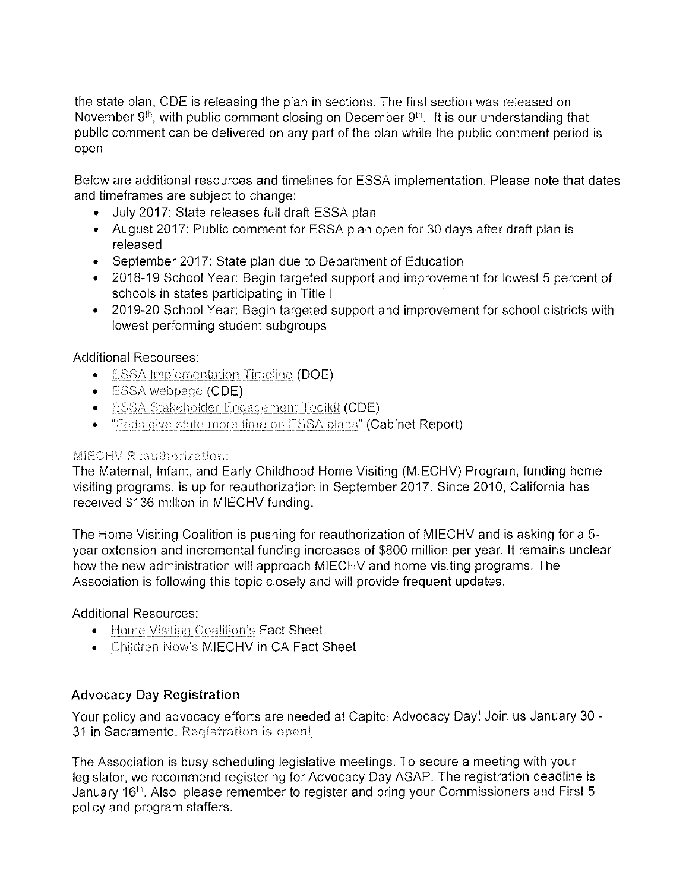the state plan, CDE is releasing the plan in sections. The first section was released on November 9th, with public comment closing on December 9th. It is our understanding that public comment can be delivered on any part of the plan while the public comment period is open.

Below are additional resources and timelines for ESSA implementation. Please note that dates and timeframes are subject to change:

- July 2017: State releases full draft ESSA plan
- August 2017: Public comment for ESSA plan open for 30 days after draft plan is released
- September 2017: State plan due to Department of Education
- 2018-19 School Year: Begin targeted support and improvement for lowest 5 percent of schools in states participating in Title I
- 2019-20 School Year: Begin targeted support and improvement for school districts with lowest performing student subgroups

Additional Recourses:

- ESSA Implementation Timeline (DOE)
- ESSA webpage (CDE)
- ESSA Stakeholder Engagement Toolkit (CDE)
- "Feds give state more time on ESSA plans" (Cabinet Report)

MIECHV Reauthorization:

The Maternal, Infant, and Early Childhood Home Visiting (MIECHV) Program, funding home visiting programs, is up for reauthorization in September 2017. Since 2010, California has received $136 million in MIECHV funding.

The Home Visiting Coalition is pushing for reauthorization of MIECHV and is asking for a 5-year extension and incremental funding increases of $800 million per year. It remains unclear how the new administration will approach MIECHV and home visiting programs. The Association is following this topic closely and will provide frequent updates.

Additional Resources:

- Home Visiting Coalition's Fact Sheet
- Children Now's MIECHV in CA Fact Sheet

### Advocacy Day Registration

Your policy and advocacy efforts are needed at Capitol Advocacy Day! Join us January 30 - 31 in Sacramento. Registration is open!

The Association is busy scheduling legislative meetings. To secure a meeting with your legislator, we recommend registering for Advocacy Day ASAP. The registration deadline is January 16th. Also, please remember to register and bring your Commissioners and First 5 policy and program staffers.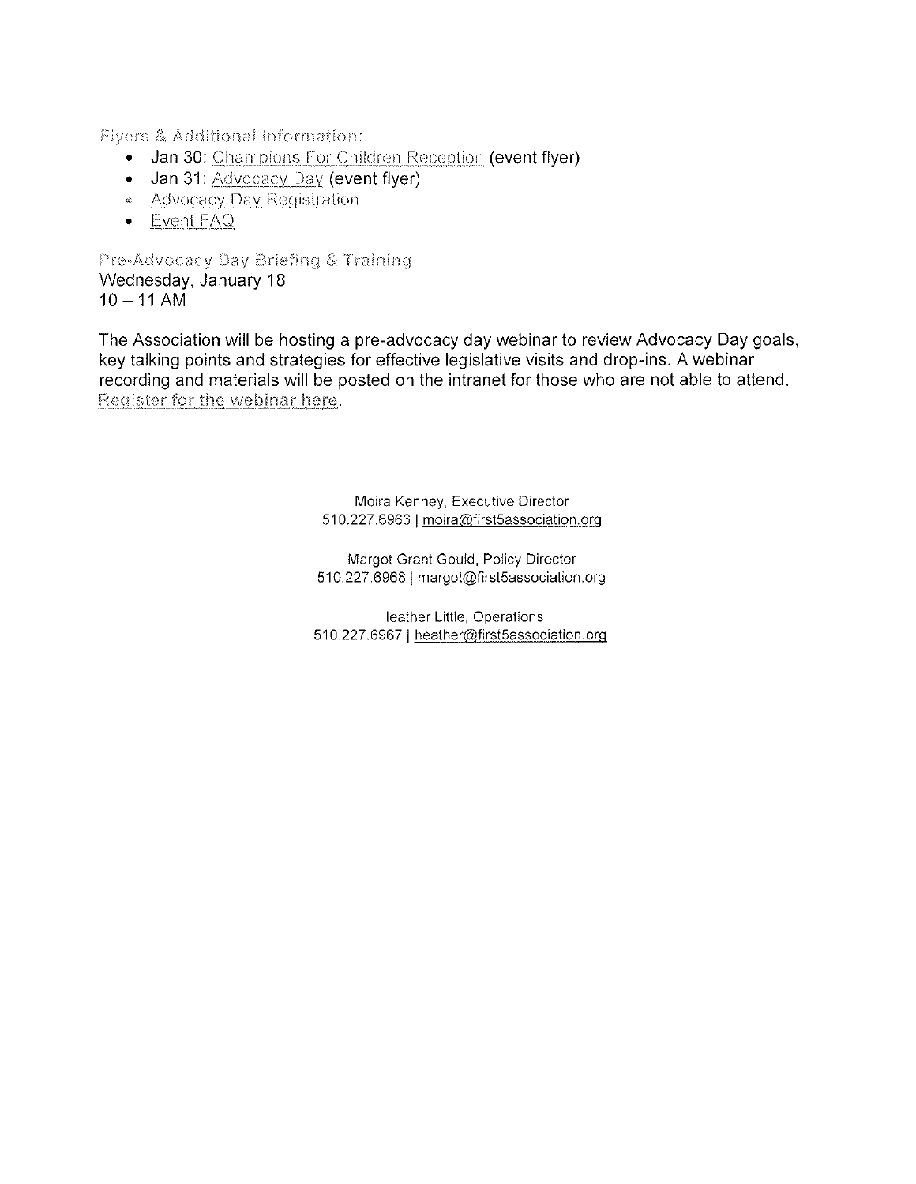### Flyers & Additional Information:

- Jan 30: Champions For Children Reception (event flyer)
- Jan 31: Advocacy Day (event flyer)
- Advocacy Day Registration
- Event FAQ

### Pre-Advocacy Day Briefing & Training

Wednesday, January 18
10 – 11 AM

The Association will be hosting a pre-advocacy day webinar to review Advocacy Day goals, key talking points and strategies for effective legislative visits and drop-ins. A webinar recording and materials will be posted on the intranet for those who are not able to attend. Register for the webinar here.

Moira Kenney, Executive Director
510.227.6966 | moira@first5association.org

Margot Grant Gould, Policy Director
510.227.6968 | margot@first5association.org

Heather Little, Operations
510.227.6967 | heather@first5association.org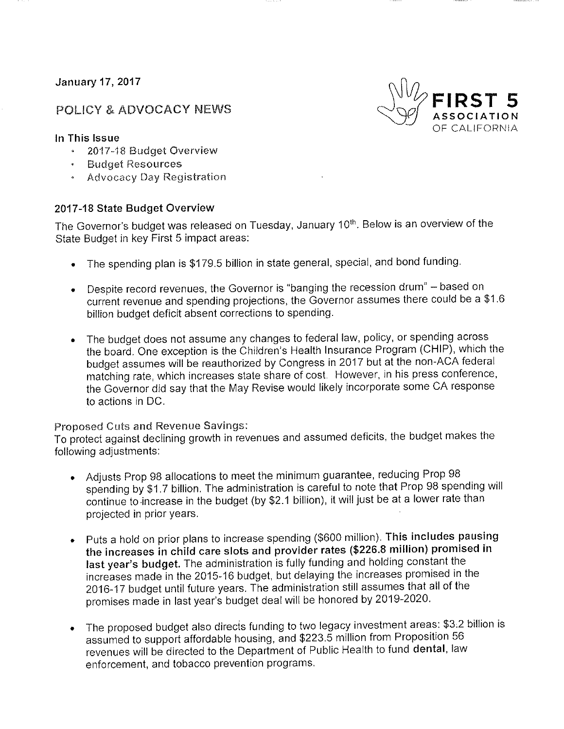January 17, 2017

FIRST 5 ASSOCIATION OF CALIFORNIA

## POLICY & ADVOCACY NEWS

**In This Issue**

- 2017-18 Budget Overview
- Budget Resources
- Advocacy Day Registration

### 2017-18 State Budget Overview

The Governor's budget was released on Tuesday, January 10th. Below is an overview of the State Budget in key First 5 impact areas:

- The spending plan is $179.5 billion in state general, special, and bond funding.
- Despite record revenues, the Governor is "banging the recession drum" – based on current revenue and spending projections, the Governor assumes there could be a $1.6 billion budget deficit absent corrections to spending.
- The budget does not assume any changes to federal law, policy, or spending across the board. One exception is the Children's Health Insurance Program (CHIP), which the budget assumes will be reauthorized by Congress in 2017 but at the non-ACA federal matching rate, which increases state share of cost. However, in his press conference, the Governor did say that the May Revise would likely incorporate some CA response to actions in DC.

Proposed Cuts and Revenue Savings:

To protect against declining growth in revenues and assumed deficits, the budget makes the following adjustments:

- Adjusts Prop 98 allocations to meet the minimum guarantee, reducing Prop 98 spending by $1.7 billion. The administration is careful to note that Prop 98 spending will continue to increase in the budget (by $2.1 billion), it will just be at a lower rate than projected in prior years.
- Puts a hold on prior plans to increase spending ($600 million). **This includes pausing the increases in child care slots and provider rates ($226.8 million) promised in last year's budget.** The administration is fully funding and holding constant the increases made in the 2015-16 budget, but delaying the increases promised in the 2016-17 budget until future years. The administration still assumes that all of the promises made in last year's budget deal will be honored by 2019-2020.
- The proposed budget also directs funding to two legacy investment areas: $3.2 billion is assumed to support affordable housing, and $223.5 million from Proposition 56 revenues will be directed to the Department of Public Health to fund **dental**, law enforcement, and tobacco prevention programs.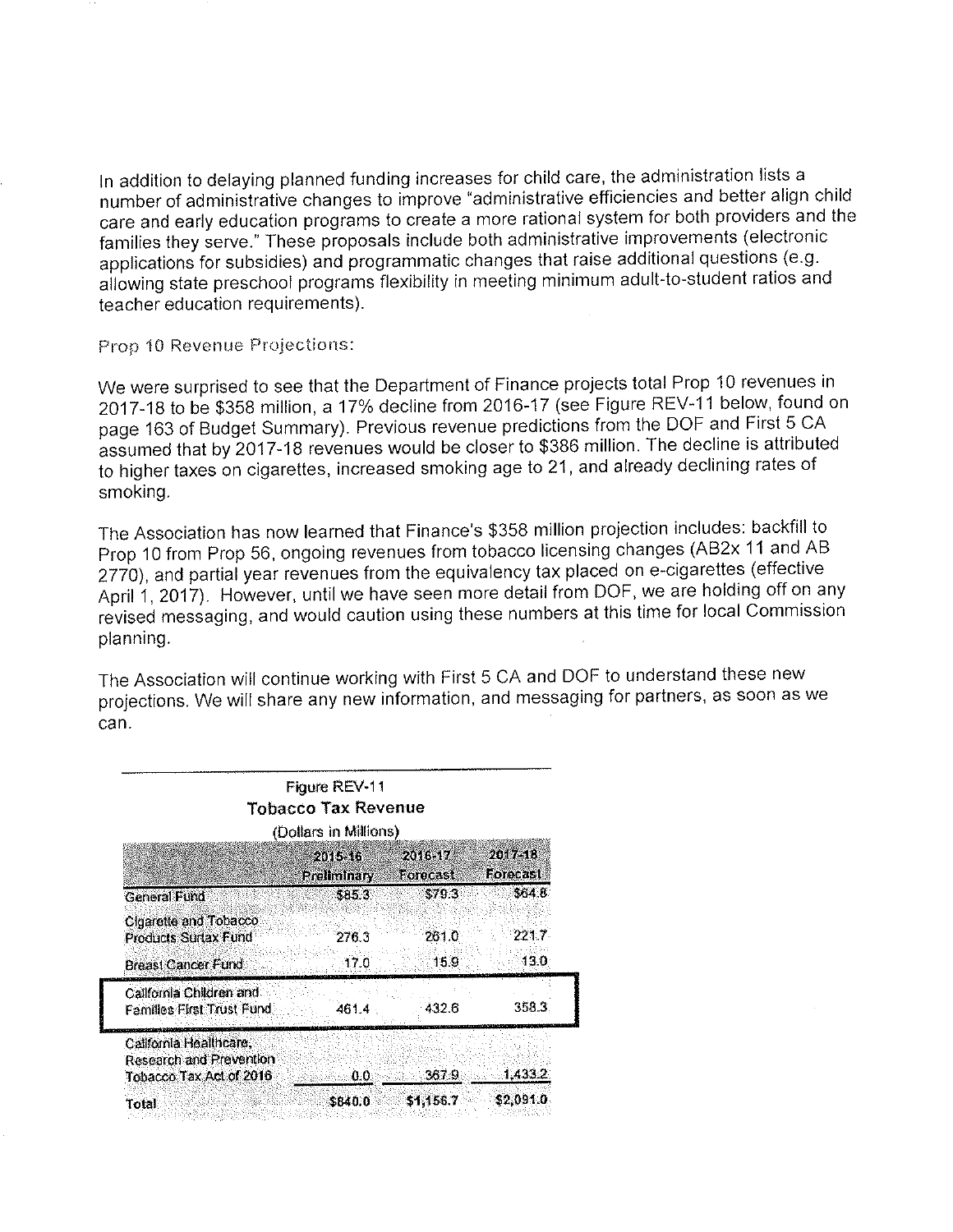In addition to delaying planned funding increases for child care, the administration lists a number of administrative changes to improve "administrative efficiencies and better align child care and early education programs to create a more rational system for both providers and the families they serve." These proposals include both administrative improvements (electronic applications for subsidies) and programmatic changes that raise additional questions (e.g. allowing state preschool programs flexibility in meeting minimum adult-to-student ratios and teacher education requirements).

Prop 10 Revenue Projections:

We were surprised to see that the Department of Finance projects total Prop 10 revenues in 2017-18 to be $358 million, a 17% decline from 2016-17 (see Figure REV-11 below, found on page 163 of Budget Summary). Previous revenue predictions from the DOF and First 5 CA assumed that by 2017-18 revenues would be closer to $386 million. The decline is attributed to higher taxes on cigarettes, increased smoking age to 21, and already declining rates of smoking.

The Association has now learned that Finance's $358 million projection includes: backfill to Prop 10 from Prop 56, ongoing revenues from tobacco licensing changes (AB2x 11 and AB 2770), and partial year revenues from the equivalency tax placed on e-cigarettes (effective April 1, 2017). However, until we have seen more detail from DOF, we are holding off on any revised messaging, and would caution using these numbers at this time for local Commission planning.

The Association will continue working with First 5 CA and DOF to understand these new projections. We will share any new information, and messaging for partners, as soon as we can.

Figure REV-11
**Tobacco Tax Revenue**
(Dollars in Millions)

| | 2015-16 Preliminary | 2016-17 Forecast | 2017-18 Forecast |
|---|---|---|---|
| General Fund | $85.3 | $79.3 | $64.8 |
| Cigarette and Tobacco Products Surtax Fund | 276.3 | 261.0 | 221.7 |
| Breast Cancer Fund | 17.0 | 15.9 | 13.0 |
| California Children and Families First Trust Fund | 461.4 | 432.6 | 358.3 |
| California Healthcare, Research and Prevention Tobacco Tax Act of 2016 | 0.0 | 367.9 | 1,433.2 |
| Total | $840.0 | $1,156.7 | $2,091.0 |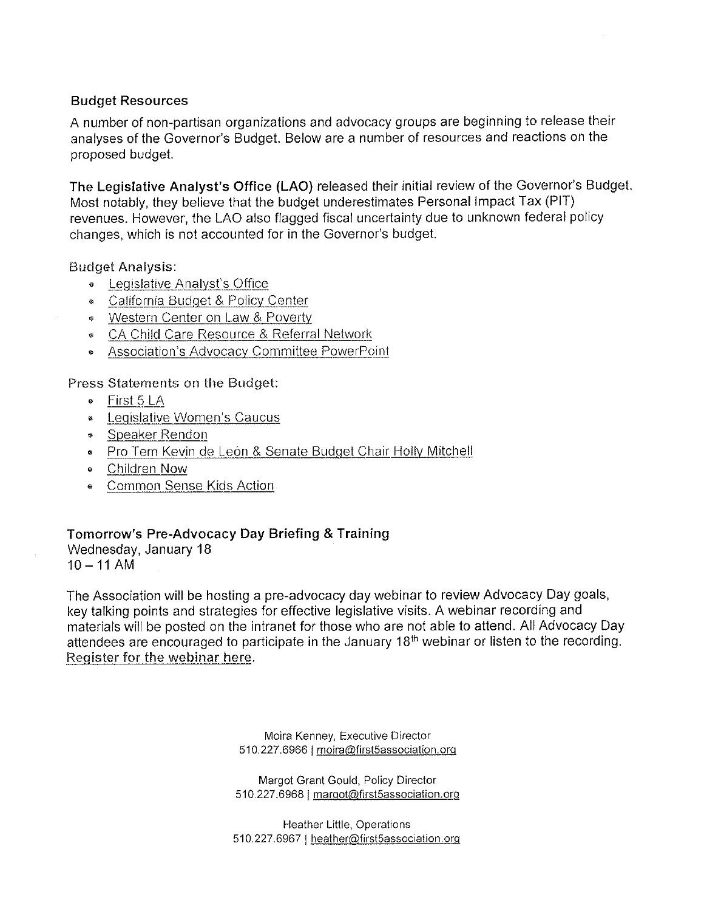### Budget Resources

A number of non-partisan organizations and advocacy groups are beginning to release their analyses of the Governor's Budget. Below are a number of resources and reactions on the proposed budget.

**The Legislative Analyst's Office (LAO)** released their initial review of the Governor's Budget. Most notably, they believe that the budget underestimates Personal Impact Tax (PIT) revenues. However, the LAO also flagged fiscal uncertainty due to unknown federal policy changes, which is not accounted for in the Governor's budget.

Budget Analysis:

- Legislative Analyst's Office
- California Budget & Policy Center
- Western Center on Law & Poverty
- CA Child Care Resource & Referral Network
- Association's Advocacy Committee PowerPoint

Press Statements on the Budget:

- First 5 LA
- Legislative Women's Caucus
- Speaker Rendon
- Pro Tem Kevin de León & Senate Budget Chair Holly Mitchell
- Children Now
- Common Sense Kids Action

**Tomorrow's Pre-Advocacy Day Briefing & Training**
Wednesday, January 18
10 – 11 AM

The Association will be hosting a pre-advocacy day webinar to review Advocacy Day goals, key talking points and strategies for effective legislative visits. A webinar recording and materials will be posted on the intranet for those who are not able to attend. All Advocacy Day attendees are encouraged to participate in the January 18th webinar or listen to the recording. Register for the webinar here.

Moira Kenney, Executive Director
510.227.6966 | moira@first5association.org

Margot Grant Gould, Policy Director
510.227.6968 | margot@first5association.org

Heather Little, Operations
510.227.6967 | heather@first5association.org